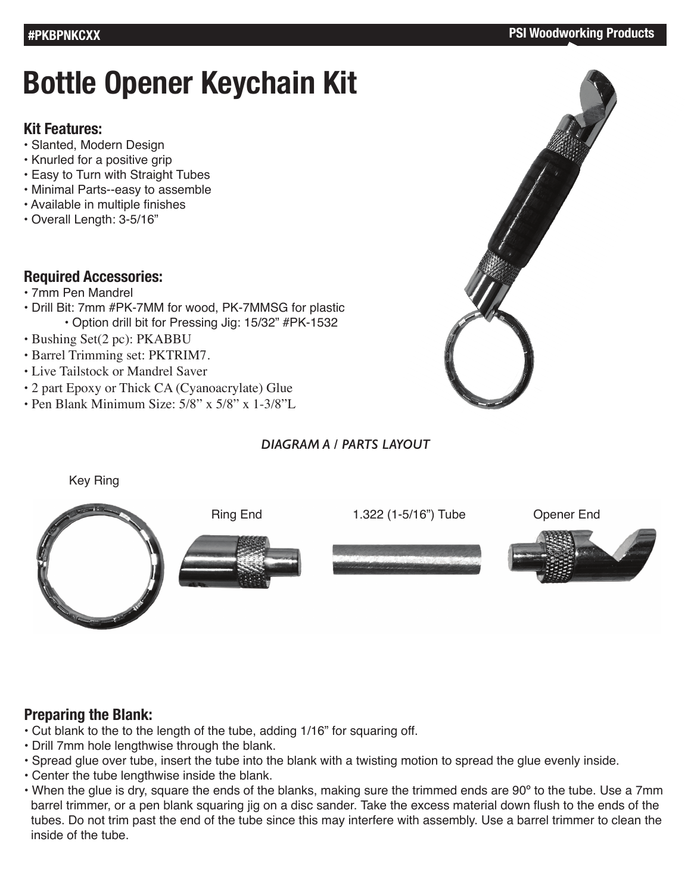#PKBPNKCXX

PSI Woodworking Products

# Bottle Opener Keychain Kit

## Kit Features:

- Slanted, Modern Design
- Knurled for a positive grip
- Easy to Turn with Straight Tubes
- Minimal Parts--easy to assemble
- Available in multiple finishes
- Overall Length: 3-5/16"

## Required Accessories:

- 7mm Pen Mandrel
- Drill Bit: 7mm #PK-7MM for wood, PK-7MMSG for plastic
  - Option drill bit for Pressing Jig: 15/32" #PK-1532
- Bushing Set(2 pc): PKABBU
- Barrel Trimming set: PKTRIM7.
- Live Tailstock or Mandrel Saver
- 2 part Epoxy or Thick CA (Cyanoacrylate) Glue
- Pen Blank Minimum Size: 5/8" x 5/8" x 1-3/8"L

*DIAGRAM A / PARTS LAYOUT*

Key Ring

Ring End

1.322 (1-5/16") Tube

Opener End

## Preparing the Blank:

- Cut blank to the to the length of the tube, adding 1/16" for squaring off.
- Drill 7mm hole lengthwise through the blank.
- Spread glue over tube, insert the tube into the blank with a twisting motion to spread the glue evenly inside.
- Center the tube lengthwise inside the blank.
- When the glue is dry, square the ends of the blanks, making sure the trimmed ends are 90° to the tube. Use a 7mm barrel trimmer, or a pen blank squaring jig on a disc sander. Take the excess material down flush to the ends of the tubes. Do not trim past the end of the tube since this may interfere with assembly. Use a barrel trimmer to clean the inside of the tube.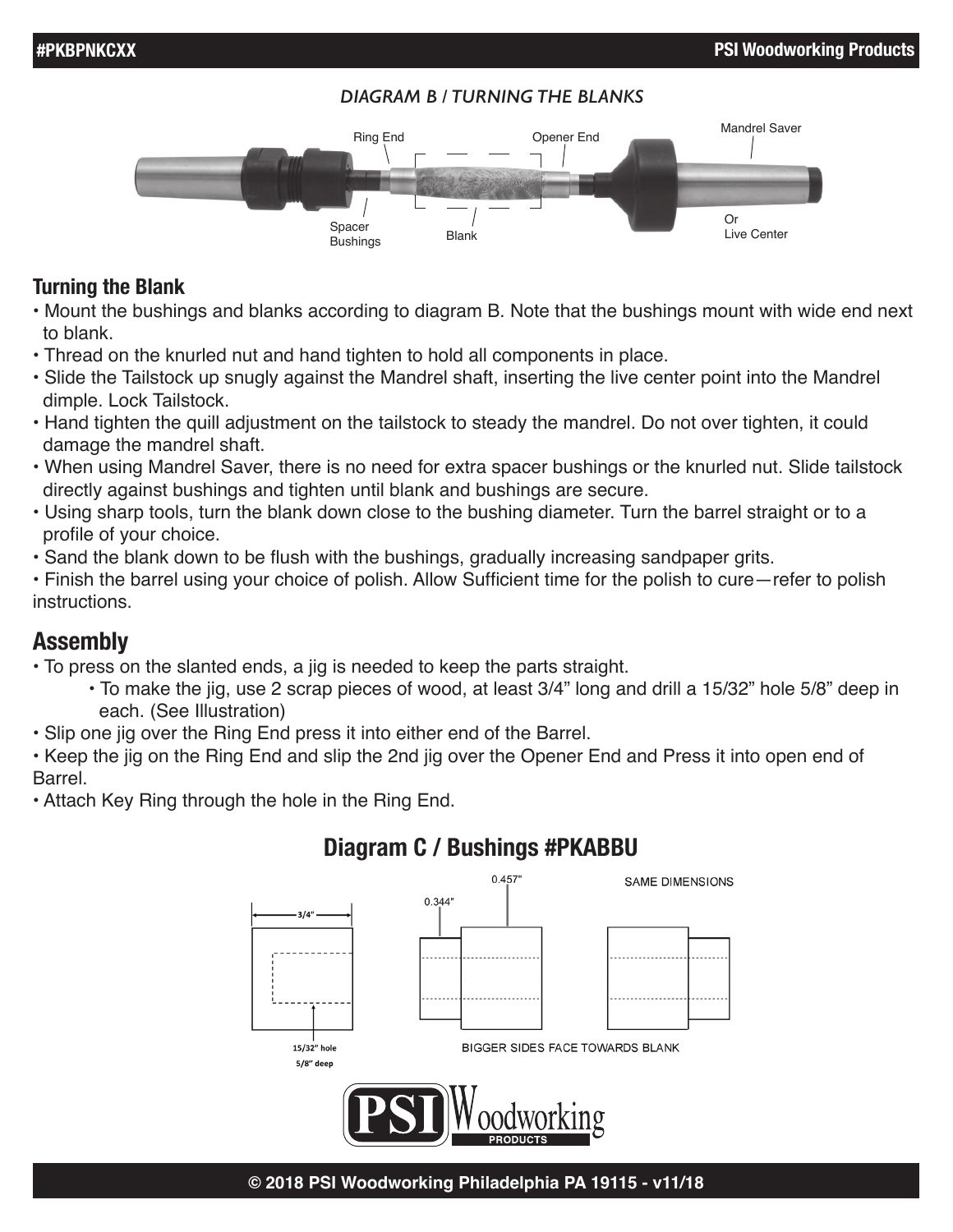*DIAGRAM B / TURNING THE BLANKS*

Ring End

Opener End

Mandrel Saver

Spacer Bushings

Blank

Or Live Center

## Turning the Blank

- Mount the bushings and blanks according to diagram B. Note that the bushings mount with wide end next to blank.
- Thread on the knurled nut and hand tighten to hold all components in place.
- Slide the Tailstock up snugly against the Mandrel shaft, inserting the live center point into the Mandrel dimple. Lock Tailstock.
- Hand tighten the quill adjustment on the tailstock to steady the mandrel. Do not over tighten, it could damage the mandrel shaft.
- When using Mandrel Saver, there is no need for extra spacer bushings or the knurled nut. Slide tailstock directly against bushings and tighten until blank and bushings are secure.
- Using sharp tools, turn the blank down close to the bushing diameter. Turn the barrel straight or to a profile of your choice.
- Sand the blank down to be flush with the bushings, gradually increasing sandpaper grits.
- Finish the barrel using your choice of polish. Allow Sufficient time for the polish to cure—refer to polish instructions.

## Assembly

- To press on the slanted ends, a jig is needed to keep the parts straight.
  - To make the jig, use 2 scrap pieces of wood, at least 3/4" long and drill a 15/32" hole 5/8" deep in each. (See Illustration)
- Slip one jig over the Ring End press it into either end of the Barrel.
- Keep the jig on the Ring End and slip the 2nd jig over the Opener End and Press it into open end of Barrel.
- Attach Key Ring through the hole in the Ring End.

## Diagram C / Bushings #PKABBU

3/4"

15/32" hole
5/8" deep

0.457"

0.344"

SAME DIMENSIONS

BIGGER SIDES FACE TOWARDS BLANK

PSI Woodworking PRODUCTS

© 2018 PSI Woodworking Philadelphia PA 19115 - v11/18